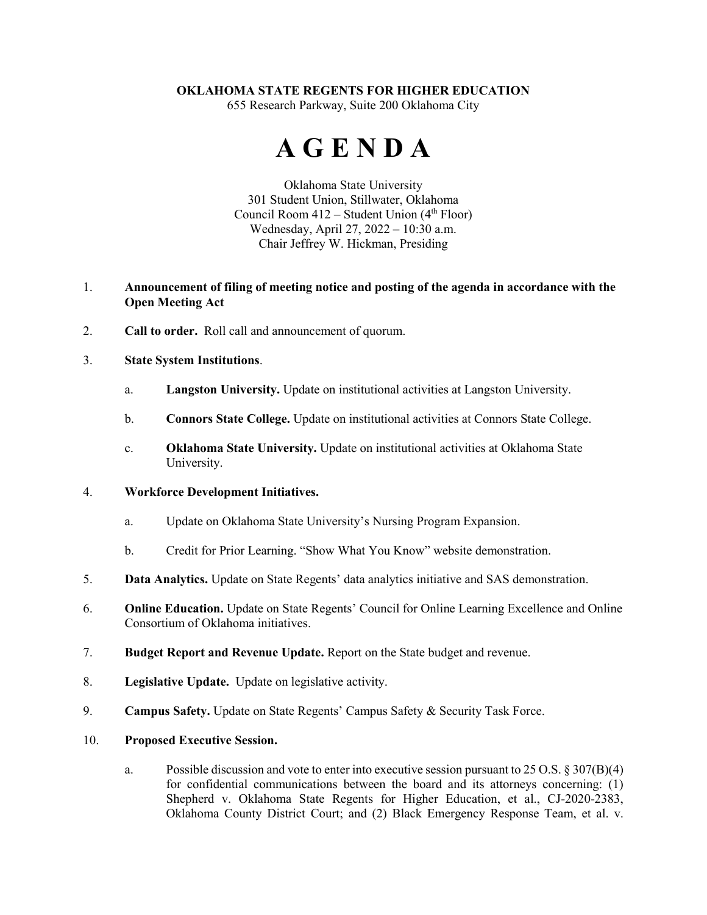**OKLAHOMA STATE REGENTS FOR HIGHER EDUCATION**
655 Research Parkway, Suite 200 Oklahoma City

# A G E N D A

Oklahoma State University
301 Student Union, Stillwater, Oklahoma
Council Room 412 – Student Union (4th Floor)
Wednesday, April 27, 2022 – 10:30 a.m.
Chair Jeffrey W. Hickman, Presiding

1. **Announcement of filing of meeting notice and posting of the agenda in accordance with the Open Meeting Act**

2. **Call to order.** Roll call and announcement of quorum.

3. **State System Institutions**.

   a. **Langston University.** Update on institutional activities at Langston University.

   b. **Connors State College.** Update on institutional activities at Connors State College.

   c. **Oklahoma State University.** Update on institutional activities at Oklahoma State University.

4. **Workforce Development Initiatives.**

   a. Update on Oklahoma State University's Nursing Program Expansion.

   b. Credit for Prior Learning. "Show What You Know" website demonstration.

5. **Data Analytics.** Update on State Regents' data analytics initiative and SAS demonstration.

6. **Online Education.** Update on State Regents' Council for Online Learning Excellence and Online Consortium of Oklahoma initiatives.

7. **Budget Report and Revenue Update.** Report on the State budget and revenue.

8. **Legislative Update.** Update on legislative activity.

9. **Campus Safety.** Update on State Regents' Campus Safety & Security Task Force.

10. **Proposed Executive Session.**

    a. Possible discussion and vote to enter into executive session pursuant to 25 O.S. § 307(B)(4) for confidential communications between the board and its attorneys concerning: (1) Shepherd v. Oklahoma State Regents for Higher Education, et al., CJ-2020-2383, Oklahoma County District Court; and (2) Black Emergency Response Team, et al. v.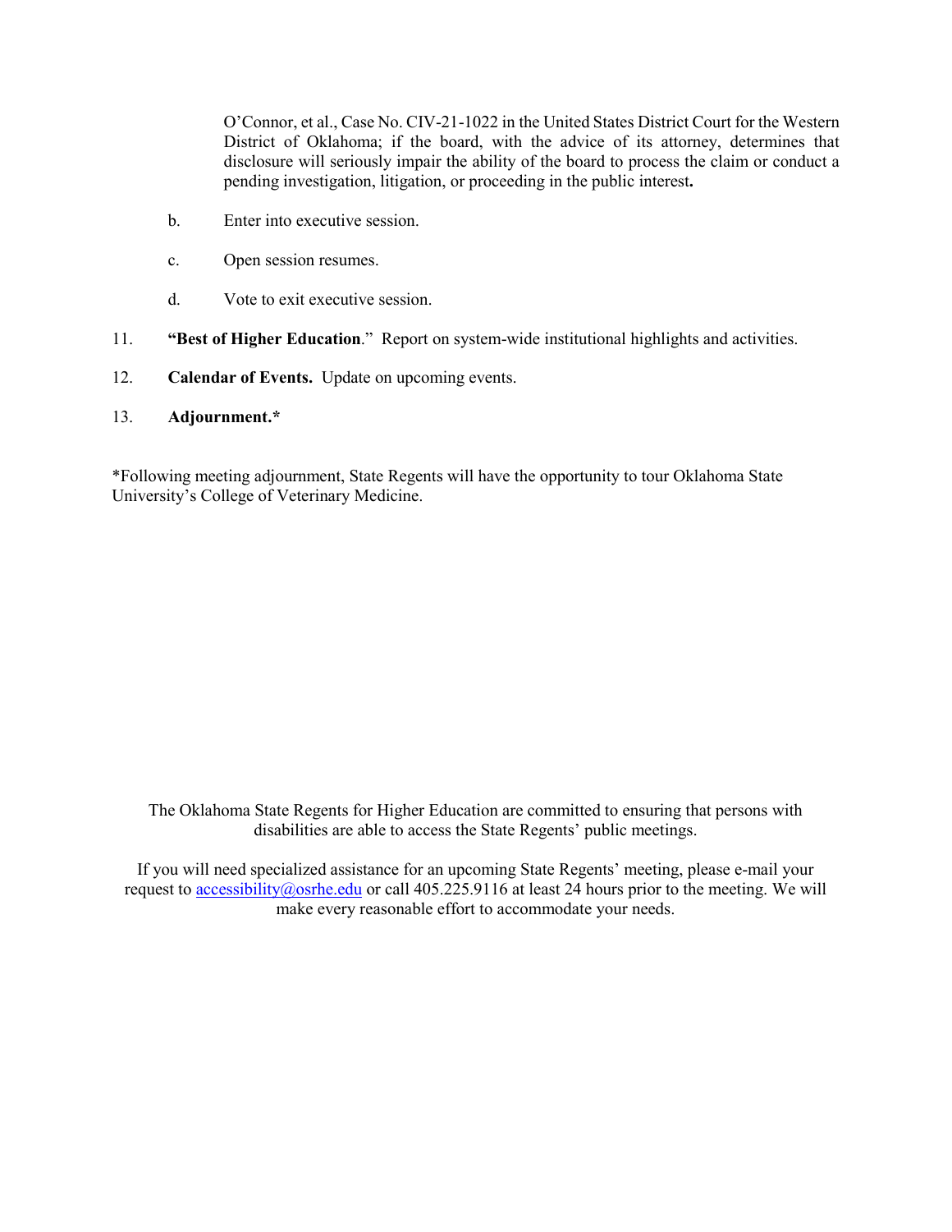O'Connor, et al., Case No. CIV-21-1022 in the United States District Court for the Western District of Oklahoma; if the board, with the advice of its attorney, determines that disclosure will seriously impair the ability of the board to process the claim or conduct a pending investigation, litigation, or proceeding in the public interest**.**

b. Enter into executive session.

c. Open session resumes.

d. Vote to exit executive session.

11. **"Best of Higher Education**." Report on system-wide institutional highlights and activities.

12. **Calendar of Events.** Update on upcoming events.

13. **Adjournment.***

*Following meeting adjournment, State Regents will have the opportunity to tour Oklahoma State University's College of Veterinary Medicine.

The Oklahoma State Regents for Higher Education are committed to ensuring that persons with disabilities are able to access the State Regents' public meetings.

If you will need specialized assistance for an upcoming State Regents' meeting, please e-mail your request to accessibility@osrhe.edu or call 405.225.9116 at least 24 hours prior to the meeting. We will make every reasonable effort to accommodate your needs.